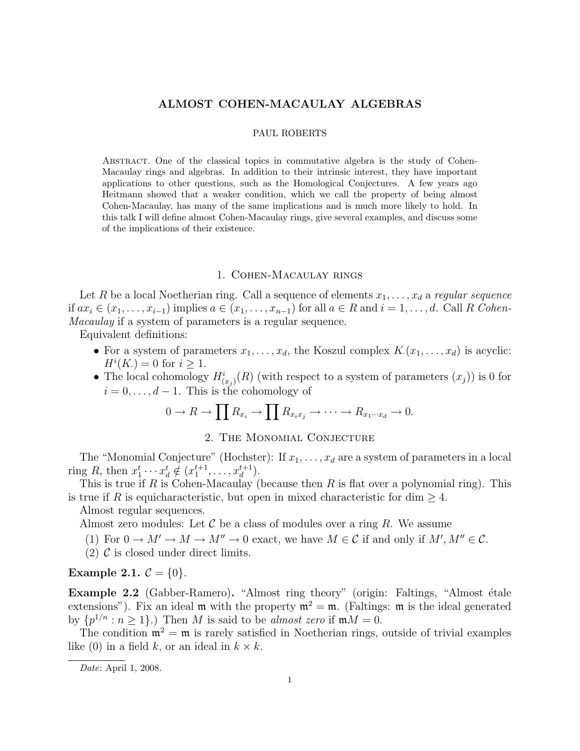# ALMOST COHEN-MACAULAY ALGEBRAS

PAUL ROBERTS

Abstract. One of the classical topics in commutative algebra is the study of Cohen-Macaulay rings and algebras. In addition to their intrinsic interest, they have important applications to other questions, such as the Homological Conjectures. A few years ago Heitmann showed that a weaker condition, which we call the property of being almost Cohen-Macaulay, has many of the same implications and is much more likely to hold. In this talk I will define almost Cohen-Macaulay rings, give several examples, and discuss some of the implications of their existence.

## 1. Cohen-Macaulay rings

Let $R$ be a local Noetherian ring. Call a sequence of elements $x_1, \ldots, x_d$ a *regular sequence* if $ax_i \in (x_1, \ldots, x_{i-1})$ implies $a \in (x_1, \ldots, x_{n-1})$ for all $a \in R$ and $i = 1, \ldots, d$. Call $R$ *Cohen-Macaulay* if a system of parameters is a regular sequence.

Equivalent definitions:

- For a system of parameters $x_1, \ldots, x_d$, the Koszul complex $K.(x_1, \ldots, x_d)$ is acyclic: $H^i(K.) = 0$ for $i \geq 1$.
- The local cohomology $H^i_{(x_j)}(R)$ (with respect to a system of parameters $(x_j)$) is 0 for $i = 0, \ldots, d-1$. This is the cohomology of

$$0 \to R \to \prod R_{x_i} \to \prod R_{x_i x_j} \to \cdots \to R_{x_1 \cdots x_d} \to 0.$$

## 2. The Monomial Conjecture

The "Monomial Conjecture" (Hochster): If $x_1, \ldots, x_d$ are a system of parameters in a local ring $R$, then $x_1^t \cdots x_d^t \notin (x_1^{t+1}, \ldots, x_d^{t+1})$.

This is true if $R$ is Cohen-Macaulay (because then $R$ is flat over a polynomial ring). This is true if $R$ is equicharacteristic, but open in mixed characteristic for dim $\geq 4$.

Almost regular sequences.

Almost zero modules: Let $\mathcal{C}$ be a class of modules over a ring $R$. We assume

(1) For $0 \to M' \to M \to M'' \to 0$ exact, we have $M \in \mathcal{C}$ if and only if $M', M'' \in \mathcal{C}$.
(2) $\mathcal{C}$ is closed under direct limits.

**Example 2.1.** $\mathcal{C} = \{0\}$.

**Example 2.2** (Gabber-Ramero)**.** "Almost ring theory" (origin: Faltings, "Almost étale extensions"). Fix an ideal $\mathfrak{m}$ with the property $\mathfrak{m}^2 = \mathfrak{m}$. (Faltings: $\mathfrak{m}$ is the ideal generated by $\{p^{1/n} : n \geq 1\}$.) Then $M$ is said to be *almost zero* if $\mathfrak{m}M = 0$.

The condition $\mathfrak{m}^2 = \mathfrak{m}$ is rarely satisfied in Noetherian rings, outside of trivial examples like (0) in a field $k$, or an ideal in $k \times k$.

*Date*: April 1, 2008.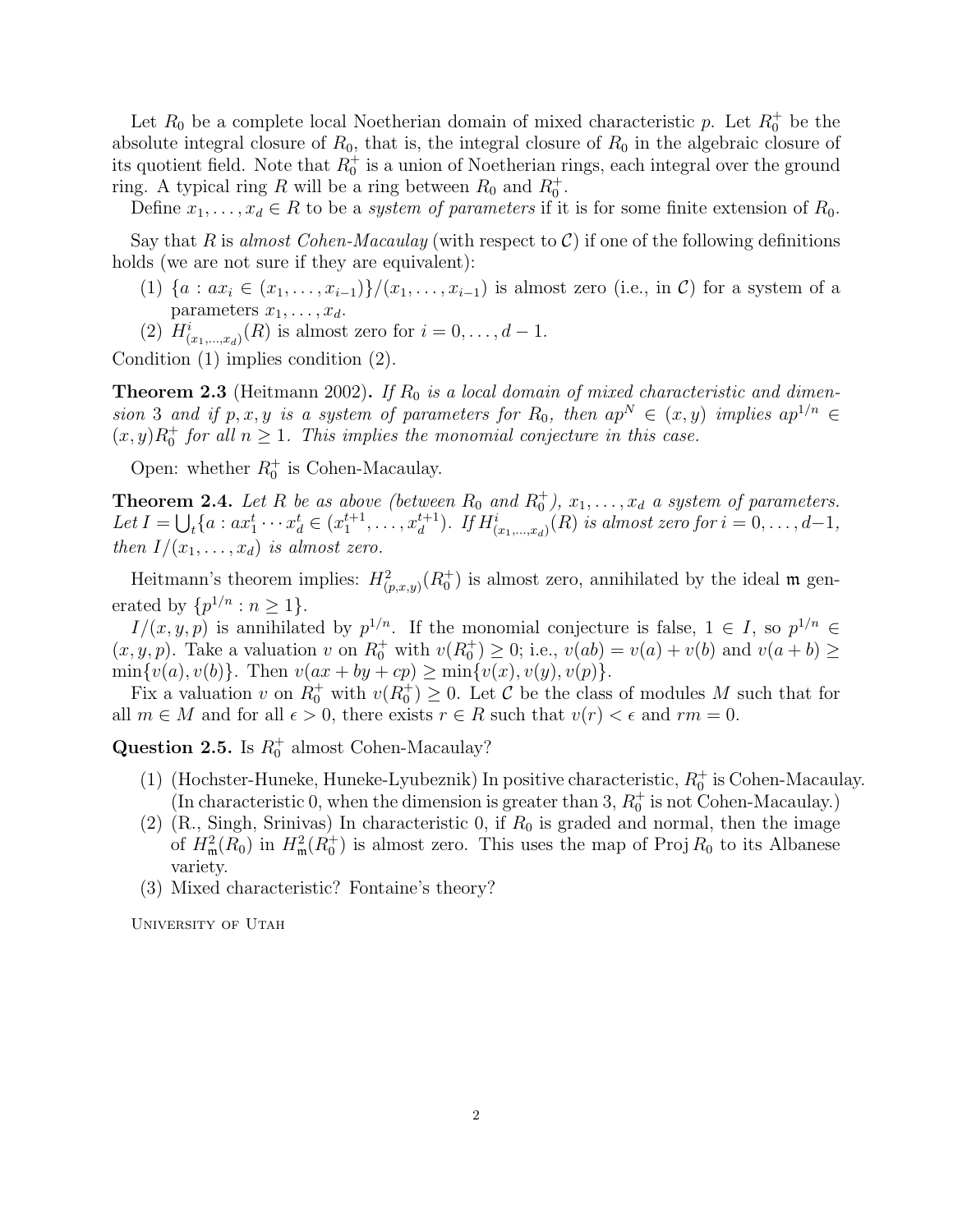Let $R_0$ be a complete local Noetherian domain of mixed characteristic $p$. Let $R_0^+$ be the absolute integral closure of $R_0$, that is, the integral closure of $R_0$ in the algebraic closure of its quotient field. Note that $R_0^+$ is a union of Noetherian rings, each integral over the ground ring. A typical ring $R$ will be a ring between $R_0$ and $R_0^+$.

Define $x_1, \ldots, x_d \in R$ to be a *system of parameters* if it is for some finite extension of $R_0$.

Say that $R$ is *almost Cohen-Macaulay* (with respect to $\mathcal{C}$) if one of the following definitions holds (we are not sure if they are equivalent):

(1) $\{a : ax_i \in (x_1, \ldots, x_{i-1})\}/(x_1, \ldots, x_{i-1})$ is almost zero (i.e., in $\mathcal{C}$) for a system of a parameters $x_1, \ldots, x_d$.

(2) $H^i_{(x_1,\ldots,x_d)}(R)$ is almost zero for $i = 0, \ldots, d-1$.

Condition (1) implies condition (2).

**Theorem 2.3** (Heitmann 2002)**.** *If $R_0$ is a local domain of mixed characteristic and dimension 3 and if $p, x, y$ is a system of parameters for $R_0$, then $ap^N \in (x, y)$ implies $ap^{1/n} \in (x, y)R_0^+$ for all $n \geq 1$. This implies the monomial conjecture in this case.*

Open: whether $R_0^+$ is Cohen-Macaulay.

**Theorem 2.4.** *Let $R$ be as above (between $R_0$ and $R_0^+$), $x_1, \ldots, x_d$ a system of parameters. Let $I = \bigcup_t \{a : ax_1^t \cdots x_d^t \in (x_1^{t+1}, \ldots, x_d^{t+1})$. If $H^i_{(x_1,\ldots,x_d)}(R)$ is almost zero for $i = 0, \ldots, d-1$, then $I/(x_1, \ldots, x_d)$ is almost zero.*

Heitmann's theorem implies: $H^2_{(p,x,y)}(R_0^+)$ is almost zero, annihilated by the ideal $\mathfrak{m}$ generated by $\{p^{1/n} : n \geq 1\}$.

$I/(x, y, p)$ is annihilated by $p^{1/n}$. If the monomial conjecture is false, $1 \in I$, so $p^{1/n} \in (x, y, p)$. Take a valuation $v$ on $R_0^+$ with $v(R_0^+) \geq 0$; i.e., $v(ab) = v(a) + v(b)$ and $v(a + b) \geq \min\{v(a), v(b)\}$. Then $v(ax + by + cp) \geq \min\{v(x), v(y), v(p)\}$.

Fix a valuation $v$ on $R_0^+$ with $v(R_0^+) \geq 0$. Let $\mathcal{C}$ be the class of modules $M$ such that for all $m \in M$ and for all $\epsilon > 0$, there exists $r \in R$ such that $v(r) < \epsilon$ and $rm = 0$.

**Question 2.5.** Is $R_0^+$ almost Cohen-Macaulay?

(1) (Hochster-Huneke, Huneke-Lyubeznik) In positive characteristic, $R_0^+$ is Cohen-Macaulay. (In characteristic 0, when the dimension is greater than 3, $R_0^+$ is not Cohen-Macaulay.)

(2) (R., Singh, Srinivas) In characteristic 0, if $R_0$ is graded and normal, then the image of $H^2_{\mathfrak{m}}(R_0)$ in $H^2_{\mathfrak{m}}(R_0^+)$ is almost zero. This uses the map of $\operatorname{Proj} R_0$ to its Albanese variety.

(3) Mixed characteristic? Fontaine's theory?

University of Utah